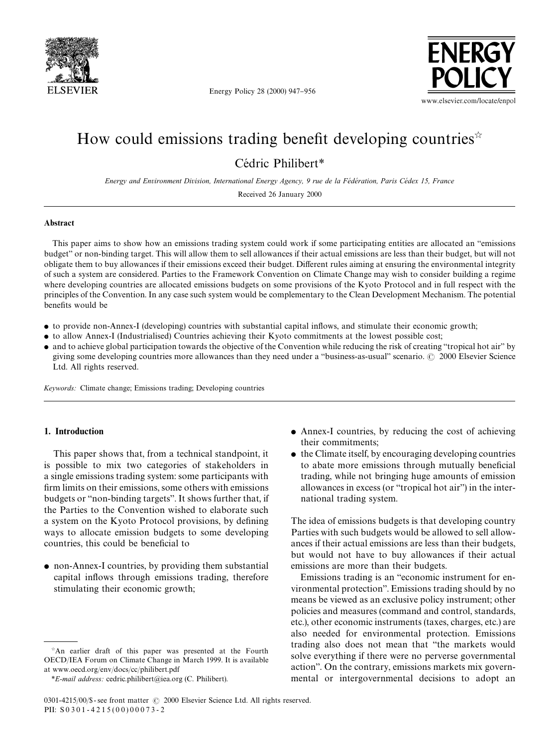# How could emissions trading benefit developing countries[☆]

Cédric Philibert*

*Energy and Environment Division, International Energy Agency, 9 rue de la Fédération, Paris Cédex 15, France*

Received 26 January 2000

## Abstract

This paper aims to show how an emissions trading system could work if some participating entities are allocated an "emissions budget" or non-binding target. This will allow them to sell allowances if their actual emissions are less than their budget, but will not obligate them to buy allowances if their emissions exceed their budget. Different rules aiming at ensuring the environmental integrity of such a system are considered. Parties to the Framework Convention on Climate Change may wish to consider building a regime where developing countries are allocated emissions budgets on some provisions of the Kyoto Protocol and in full respect with the principles of the Convention. In any case such system would be complementary to the Clean Development Mechanism. The potential benefits would be

- to provide non-Annex-I (developing) countries with substantial capital inflows, and stimulate their economic growth;
- to allow Annex-I (Industrialised) Countries achieving their Kyoto commitments at the lowest possible cost;
- and to achieve global participation towards the objective of the Convention while reducing the risk of creating "tropical hot air" by giving some developing countries more allowances than they need under a "business-as-usual" scenario. © 2000 Elsevier Science Ltd. All rights reserved.

*Keywords:* Climate change; Emissions trading; Developing countries

## 1. Introduction

This paper shows that, from a technical standpoint, it is possible to mix two categories of stakeholders in a single emissions trading system: some participants with firm limits on their emissions, some others with emissions budgets or "non-binding targets". It shows further that, if the Parties to the Convention wished to elaborate such a system on the Kyoto Protocol provisions, by defining ways to allocate emission budgets to some developing countries, this could be beneficial to

- non-Annex-I countries, by providing them substantial capital inflows through emissions trading, therefore stimulating their economic growth;
- Annex-I countries, by reducing the cost of achieving their commitments;
- the Climate itself, by encouraging developing countries to abate more emissions through mutually beneficial trading, while not bringing huge amounts of emission allowances in excess (or "tropical hot air") in the international trading system.

The idea of emissions budgets is that developing country Parties with such budgets would be allowed to sell allowances if their actual emissions are less than their budgets, but would not have to buy allowances if their actual emissions are more than their budgets.

Emissions trading is an "economic instrument for environmental protection". Emissions trading should by no means be viewed as an exclusive policy instrument; other policies and measures (command and control, standards, etc.), other economic instruments (taxes, charges, etc.) are also needed for environmental protection. Emissions trading also does not mean that "the markets would solve everything if there were no perverse governmental action". On the contrary, emissions markets mix governmental or intergovernmental decisions to adopt an

---

[☆] An earlier draft of this paper was presented at the Fourth OECD/IEA Forum on Climate Change in March 1999. It is available at www.oecd.org/env/docs/cc/philibert.pdf

*E-mail address:* cedric.philibert@iea.org (C. Philibert).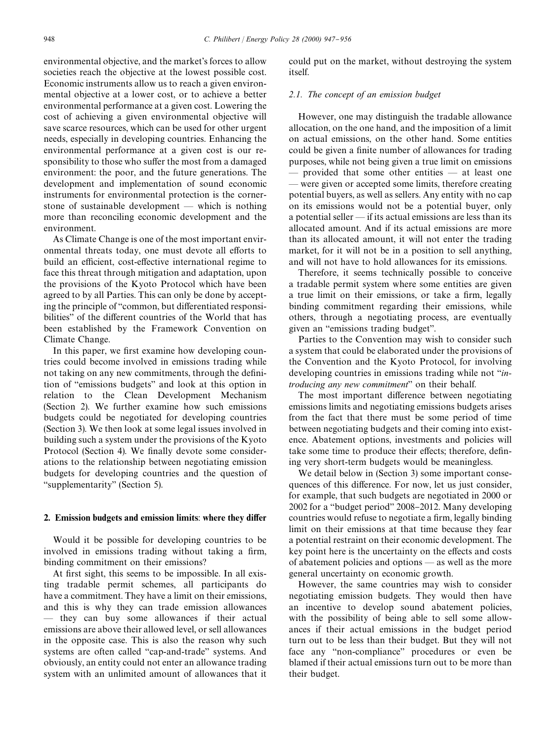environmental objective, and the market's forces to allow societies reach the objective at the lowest possible cost. Economic instruments allow us to reach a given environmental objective at a lower cost, or to achieve a better environmental performance at a given cost. Lowering the cost of achieving a given environmental objective will save scarce resources, which can be used for other urgent needs, especially in developing countries. Enhancing the environmental performance at a given cost is our responsibility to those who suffer the most from a damaged environment: the poor, and the future generations. The development and implementation of sound economic instruments for environmental protection is the cornerstone of sustainable development — which is nothing more than reconciling economic development and the environment.

As Climate Change is one of the most important environmental threats today, one must devote all efforts to build an efficient, cost-effective international regime to face this threat through mitigation and adaptation, upon the provisions of the Kyoto Protocol which have been agreed to by all Parties. This can only be done by accepting the principle of "common, but differentiated responsibilities" of the different countries of the World that has been established by the Framework Convention on Climate Change.

In this paper, we first examine how developing countries could become involved in emissions trading while not taking on any new commitments, through the definition of "emissions budgets" and look at this option in relation to the Clean Development Mechanism (Section 2). We further examine how such emissions budgets could be negotiated for developing countries (Section 3). We then look at some legal issues involved in building such a system under the provisions of the Kyoto Protocol (Section 4). We finally devote some considerations to the relationship between negotiating emission budgets for developing countries and the question of "supplementarity" (Section 5).

## 2. Emission budgets and emission limits: where they differ

Would it be possible for developing countries to be involved in emissions trading without taking a firm, binding commitment on their emissions?

At first sight, this seems to be impossible. In all existing tradable permit schemes, all participants do have a commitment. They have a limit on their emissions, and this is why they can trade emission allowances — they can buy some allowances if their actual emissions are above their allowed level, or sell allowances in the opposite case. This is also the reason why such systems are often called "cap-and-trade" systems. And obviously, an entity could not enter an allowance trading system with an unlimited amount of allowances that it could put on the market, without destroying the system itself.

### 2.1. The concept of an emission budget

However, one may distinguish the tradable allowance allocation, on the one hand, and the imposition of a limit on actual emissions, on the other hand. Some entities could be given a finite number of allowances for trading purposes, while not being given a true limit on emissions — provided that some other entities — at least one — were given or accepted some limits, therefore creating potential buyers, as well as sellers. Any entity with no cap on its emissions would not be a potential buyer, only a potential seller — if its actual emissions are less than its allocated amount. And if its actual emissions are more than its allocated amount, it will not enter the trading market, for it will not be in a position to sell anything, and will not have to hold allowances for its emissions.

Therefore, it seems technically possible to conceive a tradable permit system where some entities are given a true limit on their emissions, or take a firm, legally binding commitment regarding their emissions, while others, through a negotiating process, are eventually given an "emissions trading budget".

Parties to the Convention may wish to consider such a system that could be elaborated under the provisions of the Convention and the Kyoto Protocol, for involving developing countries in emissions trading while not "*introducing any new commitment*" on their behalf.

The most important difference between negotiating emissions limits and negotiating emissions budgets arises from the fact that there must be some period of time between negotiating budgets and their coming into existence. Abatement options, investments and policies will take some time to produce their effects; therefore, defining very short-term budgets would be meaningless.

We detail below in (Section 3) some important consequences of this difference. For now, let us just consider, for example, that such budgets are negotiated in 2000 or 2002 for a "budget period" 2008–2012. Many developing countries would refuse to negotiate a firm, legally binding limit on their emissions at that time because they fear a potential restraint on their economic development. The key point here is the uncertainty on the effects and costs of abatement policies and options — as well as the more general uncertainty on economic growth.

However, the same countries may wish to consider negotiating emission budgets. They would then have an incentive to develop sound abatement policies, with the possibility of being able to sell some allowances if their actual emissions in the budget period turn out to be less than their budget. But they will not face any "non-compliance" procedures or even be blamed if their actual emissions turn out to be more than their budget.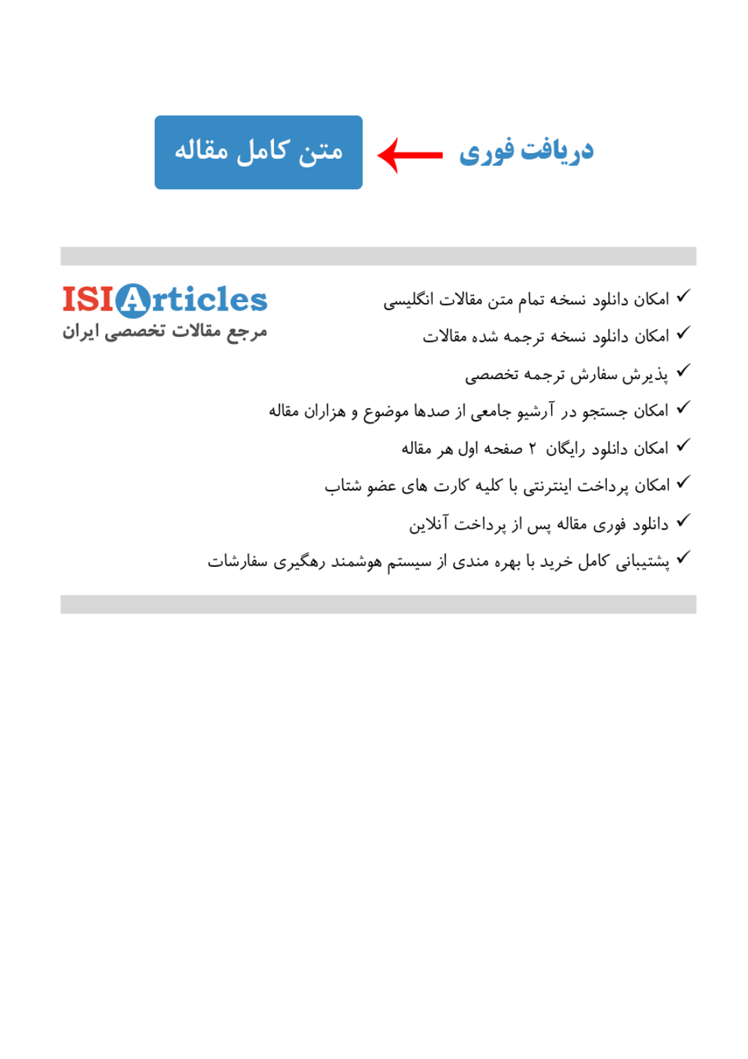دریافت فوری ← متن کامل مقاله

**ISIArticles**
مرجع مقالات تخصصی ایران

- ✓ امکان دانلود نسخه تمام متن مقالات انگلیسی
- ✓ امکان دانلود نسخه ترجمه شده مقالات
- ✓ پذیرش سفارش ترجمه تخصصی
- ✓ امکان جستجو در آرشیو جامعی از صدها موضوع و هزاران مقاله
- ✓ امکان دانلود رایگان ۲ صفحه اول هر مقاله
- ✓ امکان پرداخت اینترنتی با کلیه کارت های عضو شتاب
- ✓ دانلود فوری مقاله پس از پرداخت آنلاین
- ✓ پشتیبانی کامل خرید با بهره مندی از سیستم هوشمند رهگیری سفارشات